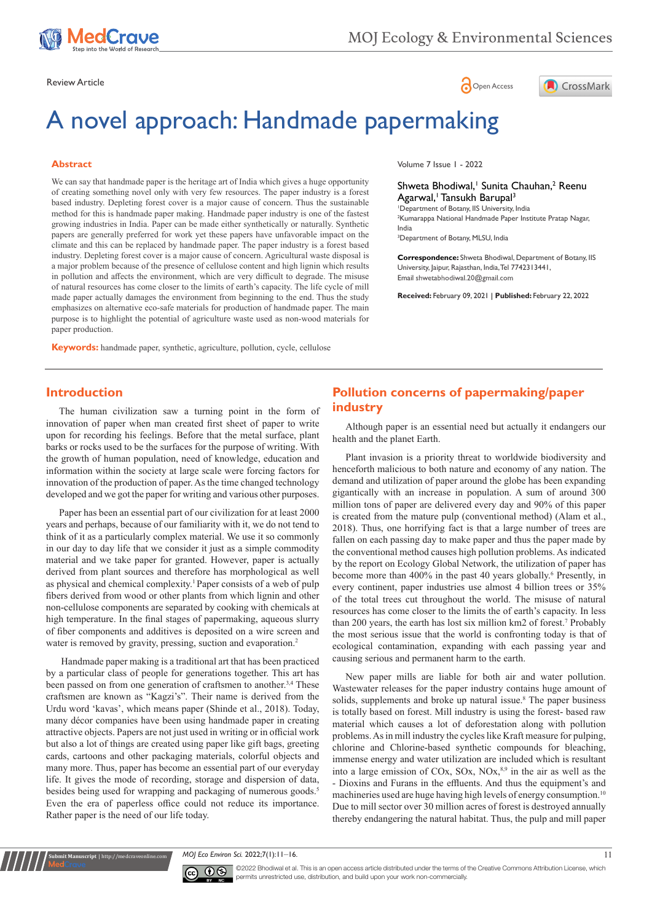Review Article

# A novel approach: Handmade papermaking

## Abstract

We can say that handmade paper is the heritage art of India which gives a huge opportunity of creating something novel only with very few resources. The paper industry is a forest based industry. Depleting forest cover is a major cause of concern. Thus the sustainable method for this is handmade paper making. Handmade paper industry is one of the fastest growing industries in India. Paper can be made either synthetically or naturally. Synthetic papers are generally preferred for work yet these papers have unfavorable impact on the climate and this can be replaced by handmade paper. The paper industry is a forest based industry. Depleting forest cover is a major cause of concern. Agricultural waste disposal is a major problem because of the presence of cellulose content and high lignin which results in pollution and affects the environment, which are very difficult to degrade. The misuse of natural resources has come closer to the limits of earth's capacity. The life cycle of mill made paper actually damages the environment from beginning to the end. Thus the study emphasizes on alternative eco-safe materials for production of handmade paper. The main purpose is to highlight the potential of agriculture waste used as non-wood materials for paper production.

**Keywords:** handmade paper, synthetic, agriculture, pollution, cycle, cellulose

Volume 7 Issue 1 - 2022

Shweta Bhodiwal,[1] Sunita Chauhan,[2] Reenu Agarwal,[1] Tansukh Barupal[3]

[1]Department of Botany, IIS University, India
[2]Kumarappa National Handmade Paper Institute Pratap Nagar, India
[3]Department of Botany, MLSU, India

**Correspondence:** Shweta Bhodiwal, Department of Botany, IIS University, Jaipur, Rajasthan, India, Tel 7742313441, Email shwetabhodiwal.20@gmail.com

**Received:** February 09, 2021 | **Published:** February 22, 2022

## Introduction

The human civilization saw a turning point in the form of innovation of paper when man created first sheet of paper to write upon for recording his feelings. Before that the metal surface, plant barks or rocks used to be the surfaces for the purpose of writing. With the growth of human population, need of knowledge, education and information within the society at large scale were forcing factors for innovation of the production of paper. As the time changed technology developed and we got the paper for writing and various other purposes.

Paper has been an essential part of our civilization for at least 2000 years and perhaps, because of our familiarity with it, we do not tend to think of it as a particularly complex material. We use it so commonly in our day to day life that we consider it just as a simple commodity material and we take paper for granted. However, paper is actually derived from plant sources and therefore has morphological as well as physical and chemical complexity.[1] Paper consists of a web of pulp fibers derived from wood or other plants from which lignin and other non-cellulose components are separated by cooking with chemicals at high temperature. In the final stages of papermaking, aqueous slurry of fiber components and additives is deposited on a wire screen and water is removed by gravity, pressing, suction and evaporation.[2]

Handmade paper making is a traditional art that has been practiced by a particular class of people for generations together. This art has been passed on from one generation of craftsmen to another.[3,4] These craftsmen are known as "Kagzi's". Their name is derived from the Urdu word 'kavas', which means paper (Shinde et al., 2018). Today, many décor companies have been using handmade paper in creating attractive objects. Papers are not just used in writing or in official work but also a lot of things are created using paper like gift bags, greeting cards, cartoons and other packaging materials, colorful objects and many more. Thus, paper has become an essential part of our everyday life. It gives the mode of recording, storage and dispersion of data, besides being used for wrapping and packaging of numerous goods.[5] Even the era of paperless office could not reduce its importance. Rather paper is the need of our life today.

## Pollution concerns of papermaking/paper industry

Although paper is an essential need but actually it endangers our health and the planet Earth.

Plant invasion is a priority threat to worldwide biodiversity and henceforth malicious to both nature and economy of any nation. The demand and utilization of paper around the globe has been expanding gigantically with an increase in population. A sum of around 300 million tons of paper are delivered every day and 90% of this paper is created from the mature pulp (conventional method) (Alam et al., 2018). Thus, one horrifying fact is that a large number of trees are fallen on each passing day to make paper and thus the paper made by the conventional method causes high pollution problems. As indicated by the report on Ecology Global Network, the utilization of paper has become more than 400% in the past 40 years globally.[6] Presently, in every continent, paper industries use almost 4 billion trees or 35% of the total trees cut throughout the world. The misuse of natural resources has come closer to the limits the of earth's capacity. In less than 200 years, the earth has lost six million km2 of forest.[7] Probably the most serious issue that the world is confronting today is that of ecological contamination, expanding with each passing year and causing serious and permanent harm to the earth.

New paper mills are liable for both air and water pollution. Wastewater releases for the paper industry contains huge amount of solids, supplements and broke up natural issue.[8] The paper business is totally based on forest. Mill industry is using the forest- based raw material which causes a lot of deforestation along with pollution problems. As in mill industry the cycles like Kraft measure for pulping, chlorine and Chlorine-based synthetic compounds for bleaching, immense energy and water utilization are included which is resultant into a large emission of COx, SOx, NOx,[8,9] in the air as well as the - Dioxins and Furans in the effluents. And thus the equipment's and machineries used are huge having high levels of energy consumption.[10] Due to mill sector over 30 million acres of forest is destroyed annually thereby endangering the natural habitat. Thus, the pulp and mill paper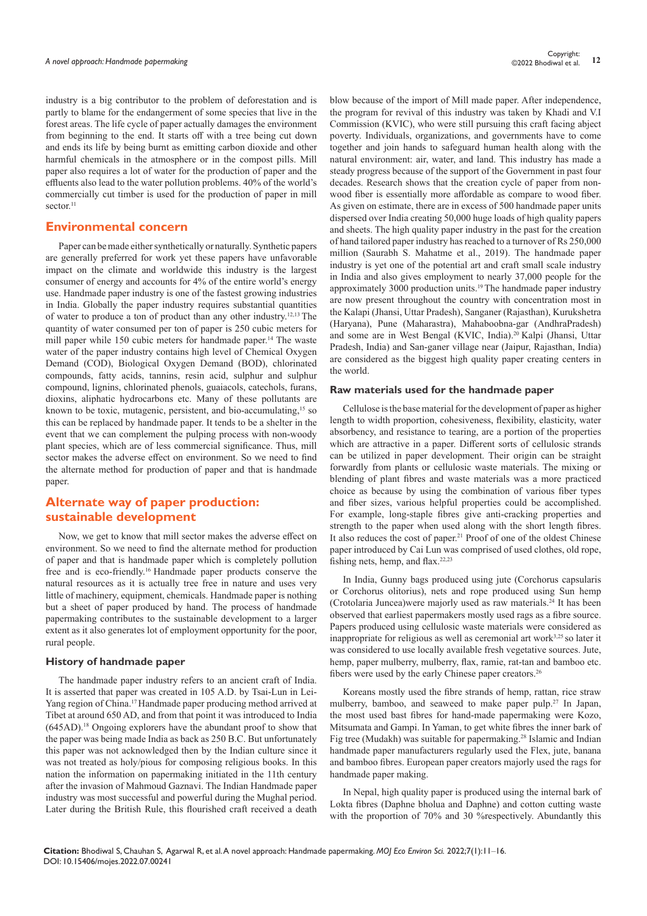industry is a big contributor to the problem of deforestation and is partly to blame for the endangerment of some species that live in the forest areas. The life cycle of paper actually damages the environment from beginning to the end. It starts off with a tree being cut down and ends its life by being burnt as emitting carbon dioxide and other harmful chemicals in the atmosphere or in the compost pills. Mill paper also requires a lot of water for the production of paper and the effluents also lead to the water pollution problems. 40% of the world's commercially cut timber is used for the production of paper in mill sector.[11]

## Environmental concern

Paper can be made either synthetically or naturally. Synthetic papers are generally preferred for work yet these papers have unfavorable impact on the climate and worldwide this industry is the largest consumer of energy and accounts for 4% of the entire world's energy use. Handmade paper industry is one of the fastest growing industries in India. Globally the paper industry requires substantial quantities of water to produce a ton of product than any other industry.[12,13] The quantity of water consumed per ton of paper is 250 cubic meters for mill paper while 150 cubic meters for handmade paper.[14] The waste water of the paper industry contains high level of Chemical Oxygen Demand (COD), Biological Oxygen Demand (BOD), chlorinated compounds, fatty acids, tannins, resin acid, sulphur and sulphur compound, lignins, chlorinated phenols, guaiacols, catechols, furans, dioxins, aliphatic hydrocarbons etc. Many of these pollutants are known to be toxic, mutagenic, persistent, and bio-accumulating,[15] so this can be replaced by handmade paper. It tends to be a shelter in the event that we can complement the pulping process with non-woody plant species, which are of less commercial significance. Thus, mill sector makes the adverse effect on environment. So we need to find the alternate method for production of paper and that is handmade paper.

## Alternate way of paper production: sustainable development

Now, we get to know that mill sector makes the adverse effect on environment. So we need to find the alternate method for production of paper and that is handmade paper which is completely pollution free and is eco-friendly.[16] Handmade paper products conserve the natural resources as it is actually tree free in nature and uses very little of machinery, equipment, chemicals. Handmade paper is nothing but a sheet of paper produced by hand. The process of handmade papermaking contributes to the sustainable development to a larger extent as it also generates lot of employment opportunity for the poor, rural people.

### History of handmade paper

The handmade paper industry refers to an ancient craft of India. It is asserted that paper was created in 105 A.D. by Tsai-Lun in Lei-Yang region of China.[17] Handmade paper producing method arrived at Tibet at around 650 AD, and from that point it was introduced to India (645AD).[18] Ongoing explorers have the abundant proof to show that the paper was being made India as back as 250 B.C. But unfortunately this paper was not acknowledged then by the Indian culture since it was not treated as holy/pious for composing religious books. In this nation the information on papermaking initiated in the 11th century after the invasion of Mahmoud Gaznavi. The Indian Handmade paper industry was most successful and powerful during the Mughal period. Later during the British Rule, this flourished craft received a death blow because of the import of Mill made paper. After independence, the program for revival of this industry was taken by Khadi and V.I Commission (KVIC), who were still pursuing this craft facing abject poverty. Individuals, organizations, and governments have to come together and join hands to safeguard human health along with the natural environment: air, water, and land. This industry has made a steady progress because of the support of the Government in past four decades. Research shows that the creation cycle of paper from non-wood fiber is essentially more affordable as compare to wood fiber. As given on estimate, there are in excess of 500 handmade paper units dispersed over India creating 50,000 huge loads of high quality papers and sheets. The high quality paper industry in the past for the creation of hand tailored paper industry has reached to a turnover of Rs 250,000 million (Saurabh S. Mahatme et al., 2019). The handmade paper industry is yet one of the potential art and craft small scale industry in India and also gives employment to nearly 37,000 people for the approximately 3000 production units.[19] The handmade paper industry are now present throughout the country with concentration most in the Kalapi (Jhansi, Uttar Pradesh), Sanganer (Rajasthan), Kurukshetra (Haryana), Pune (Maharastra), Mahaboobna-gar (AndhraPradesh) and some are in West Bengal (KVIC, India).[20] Kalpi (Jhansi, Uttar Pradesh, India) and San-ganer village near (Jaipur, Rajasthan, India) are considered as the biggest high quality paper creating centers in the world.

### Raw materials used for the handmade paper

Cellulose is the base material for the development of paper as higher length to width proportion, cohesiveness, flexibility, elasticity, water absorbency, and resistance to tearing, are a portion of the properties which are attractive in a paper. Different sorts of cellulosic strands can be utilized in paper development. Their origin can be straight forwardly from plants or cellulosic waste materials. The mixing or blending of plant fibres and waste materials was a more practiced choice as because by using the combination of various fiber types and fiber sizes, various helpful properties could be accomplished. For example, long-staple fibres give anti-cracking properties and strength to the paper when used along with the short length fibres. It also reduces the cost of paper.[21] Proof of one of the oldest Chinese paper introduced by Cai Lun was comprised of used clothes, old rope, fishing nets, hemp, and flax.[22,23]

In India, Gunny bags produced using jute (Corchorus capsularis or Corchorus olitorius), nets and rope produced using Sun hemp (Crotolaria Juncea)were majorly used as raw materials.[24] It has been observed that earliest papermakers mostly used rags as a fibre source. Papers produced using cellulosic waste materials were considered as inappropriate for religious as well as ceremonial art work[3,25] so later it was considered to use locally available fresh vegetative sources. Jute, hemp, paper mulberry, mulberry, flax, ramie, rat-tan and bamboo etc. fibers were used by the early Chinese paper creators.[26]

Koreans mostly used the fibre strands of hemp, rattan, rice straw mulberry, bamboo, and seaweed to make paper pulp.[27] In Japan, the most used bast fibres for hand-made papermaking were Kozo, Mitsumata and Gampi. In Yaman, to get white fibres the inner bark of Fig tree (Mudakh) was suitable for papermaking.[28] Islamic and Indian handmade paper manufacturers regularly used the Flex, jute, banana and bamboo fibres. European paper creators majorly used the rags for handmade paper making.

In Nepal, high quality paper is produced using the internal bark of Lokta fibres (Daphne bholua and Daphne) and cotton cutting waste with the proportion of 70% and 30 %respectively. Abundantly this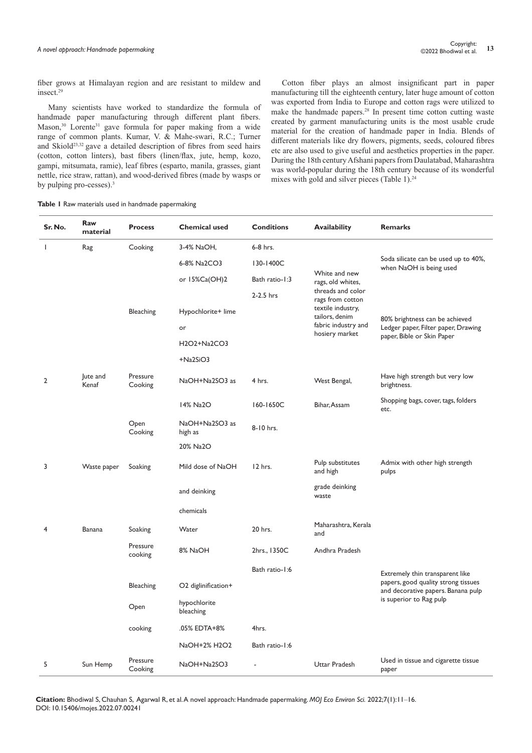fiber grows at Himalayan region and are resistant to mildew and insect.[29]

Many scientists have worked to standardize the formula of handmade paper manufacturing through different plant fibers. Mason,[30] Lorente[31] gave formula for paper making from a wide range of common plants. Kumar, V. & Mahe-swari, R.C.; Turner and Skiold[23,32] gave a detailed description of fibres from seed hairs (cotton, cotton linters), bast fibers (linen/flax, jute, hemp, kozo, gampi, mitsumata, ramie), leaf fibres (esparto, manila, grasses, giant nettle, rice straw, rattan), and wood-derived fibres (made by wasps or by pulping pro-cesses).[3]

Cotton fiber plays an almost insignificant part in paper manufacturing till the eighteenth century, later huge amount of cotton was exported from India to Europe and cotton rags were utilized to make the handmade papers.[28] In present time cotton cutting waste created by garment manufacturing units is the most usable crude material for the creation of handmade paper in India. Blends of different materials like dry flowers, pigments, seeds, coloured fibres etc are also used to give useful and aesthetics properties in the paper. During the 18th century Afshani papers from Daulatabad, Maharashtra was world-popular during the 18th century because of its wonderful mixes with gold and silver pieces (Table 1).[24]

**Table 1** Raw materials used in handmade papermaking

| Sr. No. | Raw material | Process | Chemical used | Conditions | Availability | Remarks |
|---|---|---|---|---|---|---|
| 1 | Rag | Cooking | 3-4% NaOH, | 6-8 hrs. | White and new rags, old whites, threads and color rags from cotton textile industry, tailors, denim fabric industry and hosiery market | Soda silicate can be used up to 40%, when NaOH is being used |
| | | | 6-8% $Na_2CO_3$ | 130-1400C | | |
| | | | or 15%$Ca(OH)_2$ | Bath ratio-1:3 | | |
| | | | | 2-2.5 hrs | | |
| | | Bleaching | Hypochlorite+ lime | | | 80% brightness can be achieved Ledger paper, Filter paper, Drawing paper, Bible or Skin Paper |
| | | | or | | | |
| | | | $H_2O_2$+$Na_2CO_3$ | | | |
| | | | +$Na_2SiO_3$ | | | |
| 2 | Jute and Kenaf | Pressure Cooking | NaOH+$Na_2SO_3$ as | 4 hrs. | West Bengal, | Have high strength but very low brightness. |
| | | | 14% $Na_2O$ | 160-1650C | Bihar, Assam | Shopping bags, cover, tags, folders etc. |
| | | Open Cooking | NaOH+$Na_2SO_3$ as high as | 8-10 hrs. | | |
| | | | 20% $Na_2O$ | | | |
| 3 | Waste paper | Soaking | Mild dose of NaOH | 12 hrs. | Pulp substitutes and high | Admix with other high strength pulps |
| | | | and deinking | | grade deinking waste | |
| | | | chemicals | | | |
| 4 | Banana | Soaking | Water | 20 hrs. | Maharashtra, Kerala and | |
| | | Pressure cooking | 8% NaOH | 2hrs., 1350C | Andhra Pradesh | |
| | | | | Bath ratio-1:6 | | Extremely thin transparent like papers, good quality strong tissues and decorative papers. Banana pulp is superior to Rag pulp |
| | | Bleaching | $O_2$ diglinification+ | | | |
| | | Open | hypochlorite bleaching | | | |
| | | cooking | .05% EDTA+8% | 4hrs. | | |
| | | | NaOH+2% $H_2O_2$ | Bath ratio-1:6 | | |
| 5 | Sun Hemp | Pressure Cooking | NaOH+$Na_2SO_3$ | - | Uttar Pradesh | Used in tissue and cigarette tissue paper |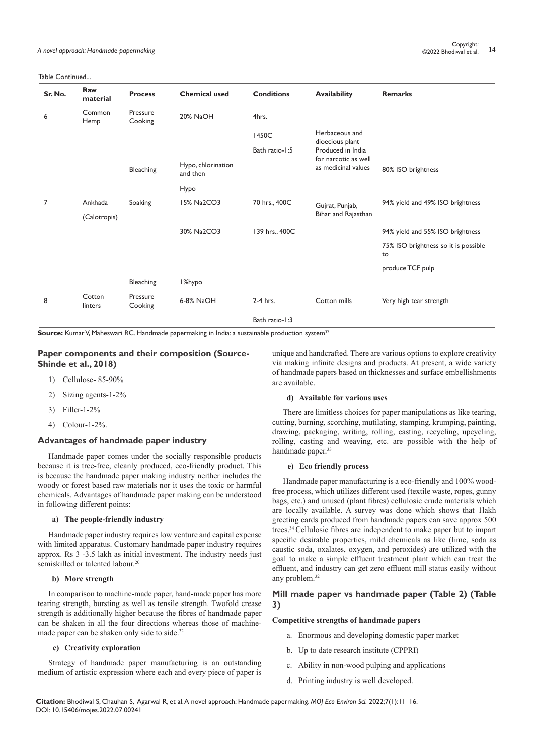Table Continued...

| Sr. No. | Raw material | Process | Chemical used | Conditions | Availability | Remarks |
|---|---|---|---|---|---|---|
| 6 | Common Hemp | Pressure Cooking | 20% NaOH | 4hrs. | | |
| | | | | 1450C | Herbaceous and dioecious plant | |
| | | | | Bath ratio-1:5 | Produced in India for narcotic as well as medicinal values | |
| | | Bleaching | Hypo, chlorination and then | | | 80% ISO brightness |
| | | | Hypo | | | |
| 7 | Ankhada (Calotropis) | Soaking | 15% $Na_2CO_3$ | 70 hrs., 400C | Gujrat, Punjab, Bihar and Rajasthan | 94% yield and 49% ISO brightness |
| | | | 30% $Na_2CO_3$ | 139 hrs., 400C | | 94% yield and 55% ISO brightness |
| | | | | | | 75% ISO brightness so it is possible to |
| | | | | | | produce TCF pulp |
| | | Bleaching | 1%hypo | | | |
| 8 | Cotton linters | Pressure Cooking | 6-8% NaOH | 2-4 hrs. | Cotton mills | Very high tear strength |
| | | | | Bath ratio-1:3 | | |

**Source:** Kumar V, Maheswari RC. Handmade papermaking in India: a sustainable production system[32]

## Paper components and their composition (Source- Shinde et al., 2018)

1) Cellulose- 85-90%
2) Sizing agents-1-2%
3) Filler-1-2%
4) Colour-1-2%.

## Advantages of handmade paper industry

Handmade paper comes under the socially responsible products because it is tree-free, cleanly produced, eco-friendly product. This is because the handmade paper making industry neither includes the woody or forest based raw materials nor it uses the toxic or harmful chemicals. Advantages of handmade paper making can be understood in following different points:

### a) The people-friendly industry

Handmade paper industry requires low venture and capital expense with limited apparatus. Customary handmade paper industry requires approx. Rs 3 -3.5 lakh as initial investment. The industry needs just semiskilled or talented labour.[20]

### b) More strength

In comparison to machine-made paper, hand-made paper has more tearing strength, bursting as well as tensile strength. Twofold crease strength is additionally higher because the fibres of handmade paper can be shaken in all the four directions whereas those of machine-made paper can be shaken only side to side.[32]

### c) Creativity exploration

Strategy of handmade paper manufacturing is an outstanding medium of artistic expression where each and every piece of paper is unique and handcrafted. There are various options to explore creativity via making infinite designs and products. At present, a wide variety of handmade papers based on thicknesses and surface embellishments are available.

### d) Available for various uses

There are limitless choices for paper manipulations as like tearing, cutting, burning, scorching, mutilating, stamping, krumping, painting, drawing, packaging, writing, rolling, casting, recycling, upcycling, rolling, casting and weaving, etc. are possible with the help of handmade paper.[33]

### e) Eco friendly process

Handmade paper manufacturing is a eco-friendly and 100% wood-free process, which utilizes different used (textile waste, ropes, gunny bags, etc.) and unused (plant fibres) cellulosic crude materials which are locally available. A survey was done which shows that 1lakh greeting cards produced from handmade papers can save approx 500 trees.[34] Cellulosic fibres are independent to make paper but to impart specific desirable properties, mild chemicals as like (lime, soda as caustic soda, oxalates, oxygen, and peroxides) are utilized with the goal to make a simple effluent treatment plant which can treat the effluent, and industry can get zero effluent mill status easily without any problem.[32]

## Mill made paper vs handmade paper (Table 2) (Table 3)

### Competitive strengths of handmade papers

a. Enormous and developing domestic paper market
b. Up to date research institute (CPPRI)
c. Ability in non-wood pulping and applications
d. Printing industry is well developed.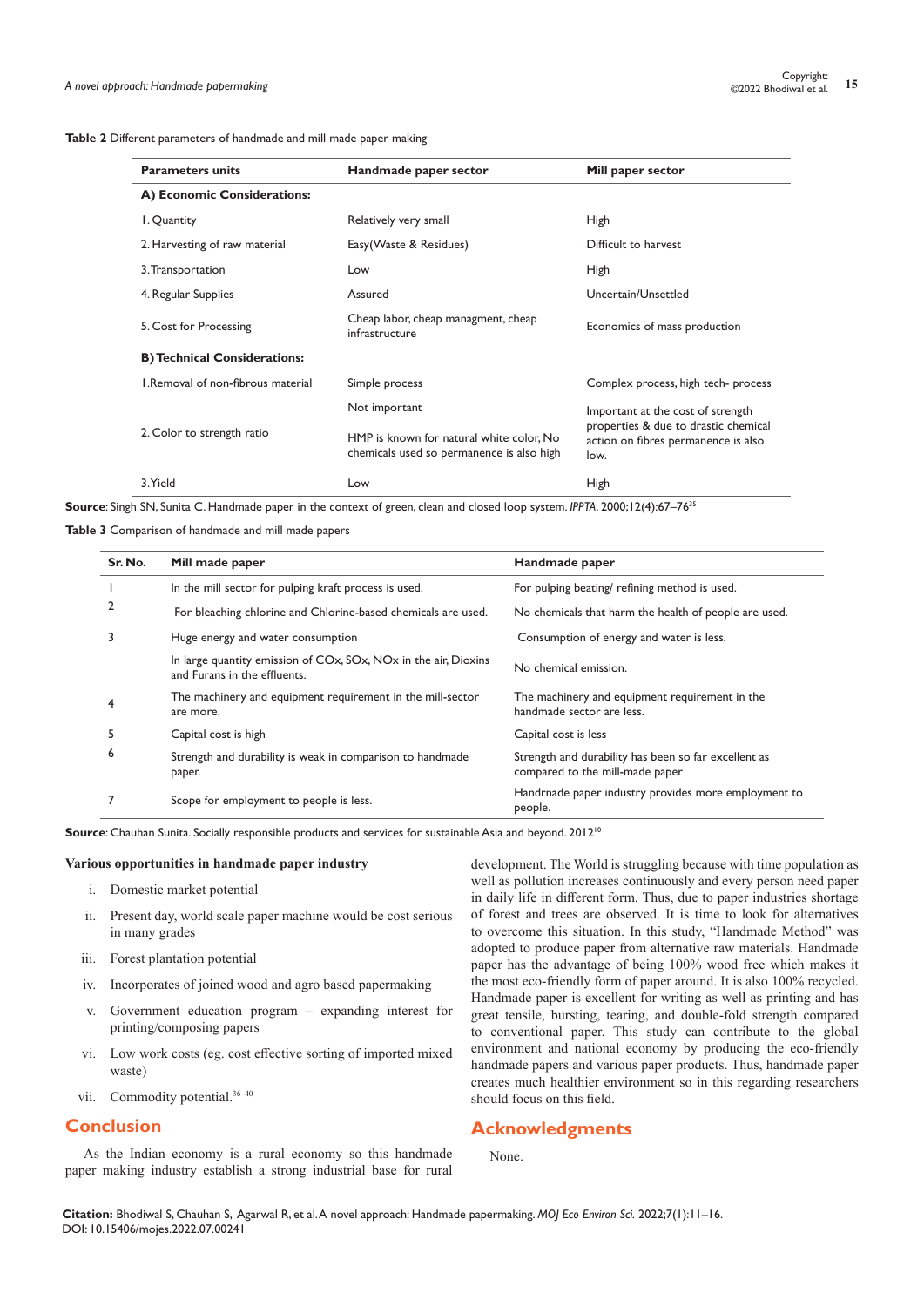**Table 2** Different parameters of handmade and mill made paper making

| Parameters units | Handmade paper sector | Mill paper sector |
|---|---|---|
| **A) Economic Considerations:** | | |
| 1. Quantity | Relatively very small | High |
| 2. Harvesting of raw material | Easy(Waste & Residues) | Difficult to harvest |
| 3. Transportation | Low | High |
| 4. Regular Supplies | Assured | Uncertain/Unsettled |
| 5. Cost for Processing | Cheap labor, cheap managment, cheap infrastructure | Economics of mass production |
| **B) Technical Considerations:** | | |
| 1. Removal of non-fibrous material | Simple process | Complex process, high tech- process |
| 2. Color to strength ratio | Not important<br>HMP is known for natural white color, No chemicals used so permanence is also high | Important at the cost of strength properties & due to drastic chemical action on fibres permanence is also low. |
| 3. Yield | Low | High |

**Source**: Singh SN, Sunita C. Handmade paper in the context of green, clean and closed loop system. *IPPTA*, 2000;12(4):67–76[35]

**Table 3** Comparison of handmade and mill made papers

| Sr. No. | Mill made paper | Handmade paper |
|---|---|---|
| 1 | In the mill sector for pulping kraft process is used. | For pulping beating/ refining method is used. |
| 2 | For bleaching chlorine and Chlorine-based chemicals are used. | No chemicals that harm the health of people are used. |
| 3 | Huge energy and water consumption | Consumption of energy and water is less. |
| | In large quantity emission of COx, SOx, NOx in the air, Dioxins and Furans in the effluents. | No chemical emission. |
| 4 | The machinery and equipment requirement in the mill-sector are more. | The machinery and equipment requirement in the handmade sector are less. |
| 5 | Capital cost is high | Capital cost is less |
| 6 | Strength and durability is weak in comparison to handmade paper. | Strength and durability has been so far excellent as compared to the mill-made paper |
| 7 | Scope for employment to people is less. | Handrnade paper industry provides more employment to people. |

**Source**: Chauhan Sunita. Socially responsible products and services for sustainable Asia and beyond. 2012[10]

**Various opportunities in handmade paper industry**

i. Domestic market potential

ii. Present day, world scale paper machine would be cost serious in many grades

iii. Forest plantation potential

iv. Incorporates of joined wood and agro based papermaking

v. Government education program – expanding interest for printing/composing papers

vi. Low work costs (eg. cost effective sorting of imported mixed waste)

vii. Commodity potential.[36–40]

## Conclusion

As the Indian economy is a rural economy so this handmade paper making industry establish a strong industrial base for rural development. The World is struggling because with time population as well as pollution increases continuously and every person need paper in daily life in different form. Thus, due to paper industries shortage of forest and trees are observed. It is time to look for alternatives to overcome this situation. In this study, "Handmade Method" was adopted to produce paper from alternative raw materials. Handmade paper has the advantage of being 100% wood free which makes it the most eco-friendly form of paper around. It is also 100% recycled. Handmade paper is excellent for writing as well as printing and has great tensile, bursting, tearing, and double-fold strength compared to conventional paper. This study can contribute to the global environment and national economy by producing the eco-friendly handmade papers and various paper products. Thus, handmade paper creates much healthier environment so in this regarding researchers should focus on this field.

## Acknowledgments

None.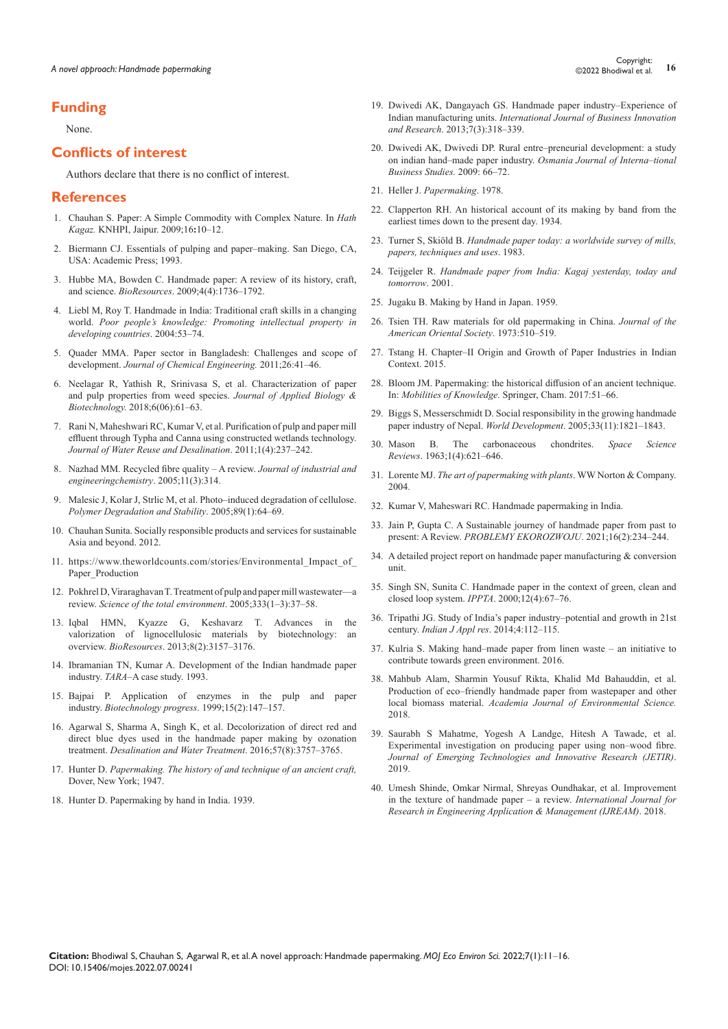## Funding

None.

## Conflicts of interest

Authors declare that there is no conflict of interest.

## References

1. Chauhan S. Paper: A Simple Commodity with Complex Nature. In *Hath Kagaz.* KNHPI, Jaipur. 2009;16**:**10–12.
2. Biermann CJ. Essentials of pulping and paper–making. San Diego, CA, USA: Academic Press; 1993.
3. Hubbe MA, Bowden C. Handmade paper: A review of its history, craft, and science. *BioResources*. 2009;4(4):1736–1792.
4. Liebl M, Roy T. Handmade in India: Traditional craft skills in a changing world. *Poor people's knowledge: Promoting intellectual property in developing countries*. 2004:53–74.
5. Quader MMA. Paper sector in Bangladesh: Challenges and scope of development. *Journal of Chemical Engineering.* 2011;26:41–46.
6. Neelagar R, Yathish R, Srinivasa S, et al. Characterization of paper and pulp properties from weed species. *Journal of Applied Biology & Biotechnology.* 2018;6(06):61–63.
7. Rani N, Maheshwari RC, Kumar V, et al. Purification of pulp and paper mill effluent through Typha and Canna using constructed wetlands technology. *Journal of Water Reuse and Desalination*. 2011;1(4):237–242.
8. Nazhad MM. Recycled fibre quality – A review. *Journal of industrial and engineeringchemistry*. 2005;11(3):314.
9. Malesic J, Kolar J, Strlic M, et al. Photo–induced degradation of cellulose. *Polymer Degradation and Stability*. 2005;89(1):64–69.
10. Chauhan Sunita. Socially responsible products and services for sustainable Asia and beyond. 2012.
11. https://www.theworldcounts.com/stories/Environmental_Impact_of_Paper_Production
12. Pokhrel D, Viraraghavan T. Treatment of pulp and paper mill wastewater—a review. *Science of the total environment*. 2005;333(1–3):37–58.
13. Iqbal HMN, Kyazze G, Keshavarz T. Advances in the valorization of lignocellulosic materials by biotechnology: an overview. *BioResources*. 2013;8(2):3157–3176.
14. Ibramanian TN, Kumar A. Development of the Indian handmade paper industry. *TARA*–A case study. 1993.
15. Bajpai P. Application of enzymes in the pulp and paper industry. *Biotechnology progress*. 1999;15(2):147–157.
16. Agarwal S, Sharma A, Singh K, et al. Decolorization of direct red and direct blue dyes used in the handmade paper making by ozonation treatment. *Desalination and Water Treatment.* 2016;57(8):3757–3765.
17. Hunter D. *Papermaking. The history of and technique of an ancient craft,* Dover, New York; 1947.
18. Hunter D. Papermaking by hand in India. 1939.
19. Dwivedi AK, Dangayach GS. Handmade paper industry–Experience of Indian manufacturing units. *International Journal of Business Innovation and Research*. 2013;7(3):318–339.
20. Dwivedi AK, Dwivedi DP. Rural entre–preneurial development: a study on indian hand–made paper industry. *Osmania Journal of Interna–tional Business Studies.* 2009: 66–72.
21. Heller J. *Papermaking*. 1978.
22. Clapperton RH. An historical account of its making by band from the earliest times down to the present day. 1934.
23. Turner S, Skiöld B. *Handmade paper today: a worldwide survey of mills, papers, techniques and uses*. 1983.
24. Teijgeler R. *Handmade paper from India: Kagaj yesterday, today and tomorrow*. 2001.
25. Jugaku B. Making by Hand in Japan. 1959.
26. Tsien TH. Raw materials for old papermaking in China. *Journal of the American Oriental Society*. 1973:510–519.
27. Tstang H. Chapter–II Origin and Growth of Paper Industries in Indian Context. 2015.
28. Bloom JM. Papermaking: the historical diffusion of an ancient technique. In: *Mobilities of Knowledge.* Springer, Cham. 2017:51–66.
29. Biggs S, Messerschmidt D. Social responsibility in the growing handmade paper industry of Nepal. *World Development*. 2005;33(11):1821–1843.
30. Mason B. The carbonaceous chondrites. *Space Science Reviews*. 1963;1(4):621–646.
31. Lorente MJ. *The art of papermaking with plants*. WW Norton & Company. 2004.
32. Kumar V, Maheswari RC. Handmade papermaking in India.
33. Jain P, Gupta C. A Sustainable journey of handmade paper from past to present: A Review. *PROBLEMY EKOROZWOJU*. 2021;16(2):234–244.
34. A detailed project report on handmade paper manufacturing & conversion unit.
35. Singh SN, Sunita C. Handmade paper in the context of green, clean and closed loop system. *IPPTA*. 2000;12(4):67–76.
36. Tripathi JG. Study of India's paper industry–potential and growth in 21st century. *Indian J Appl res*. 2014;4:112–115.
37. Kulria S. Making hand–made paper from linen waste – an initiative to contribute towards green environment. 2016.
38. Mahbub Alam, Sharmin Yousuf Rikta, Khalid Md Bahauddin, et al. Production of eco–friendly handmade paper from wastepaper and other local biomass material. *Academia Journal of Environmental Science.* 2018.
39. Saurabh S Mahatme, Yogesh A Landge, Hitesh A Tawade, et al. Experimental investigation on producing paper using non–wood fibre. *Journal of Emerging Technologies and Innovative Research (JETIR)*. 2019.
40. Umesh Shinde, Omkar Nirmal, Shreyas Oundhakar, et al. Improvement in the texture of handmade paper – a review. *International Journal for Research in Engineering Application & Management (IJREAM)*. 2018.